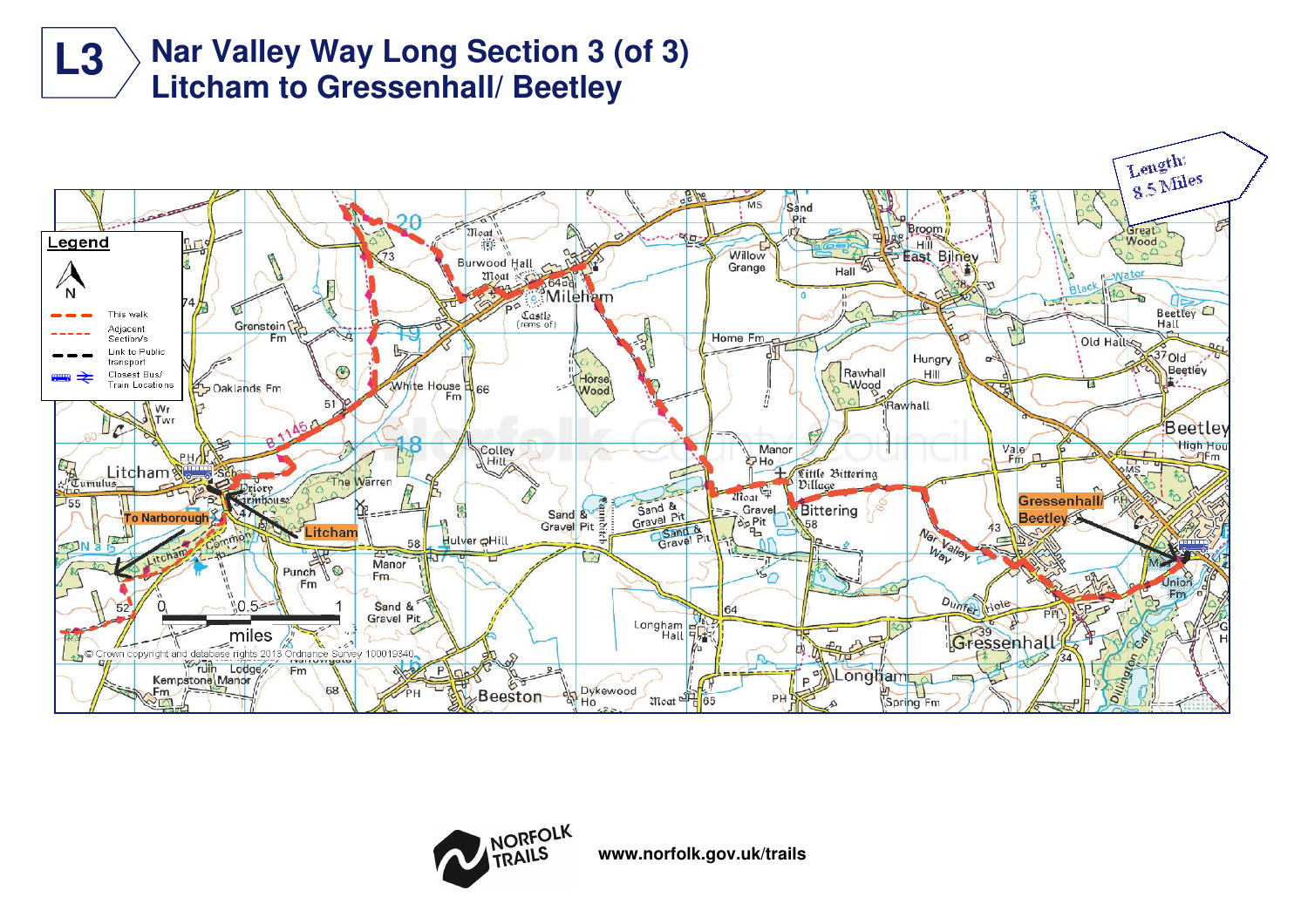# L3 Nar Valley Way Long Section 3 (of 3)
## Litcham to Gressenhall/ Beetley

Length: 8.5 Miles

**Legend**

- This walk
- Adjacent Section/s
- Link to Public transport
- Closest Bus/ Train Locations

To Narborough

Litcham

Gressenhall/ Beetley

0 0.5 1 miles

© Crown copyright and database rights 2013 Ordnance Survey 100019340

www.norfolk.gov.uk/trails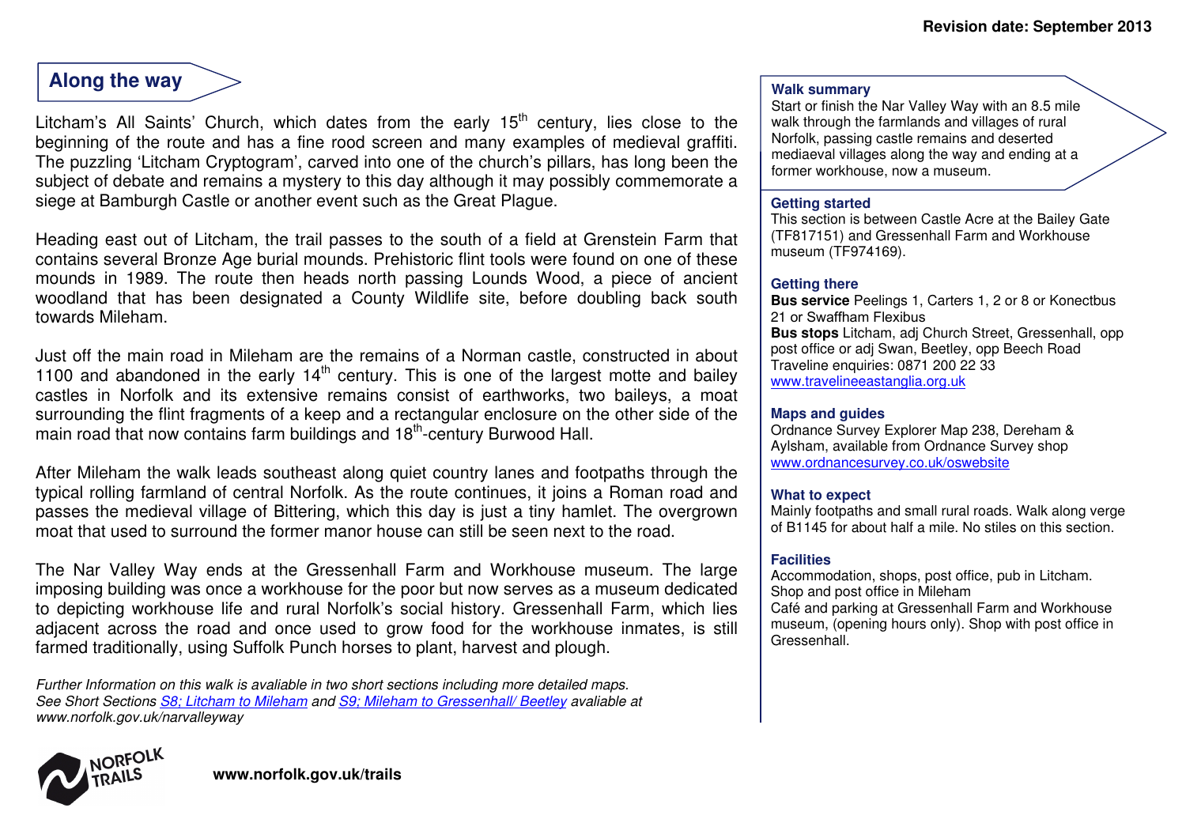Revision date: September 2013

## Along the way

Litcham's All Saints' Church, which dates from the early 15th century, lies close to the beginning of the route and has a fine rood screen and many examples of medieval graffiti. The puzzling 'Litcham Cryptogram', carved into one of the church's pillars, has long been the subject of debate and remains a mystery to this day although it may possibly commemorate a siege at Bamburgh Castle or another event such as the Great Plague.

Heading east out of Litcham, the trail passes to the south of a field at Grenstein Farm that contains several Bronze Age burial mounds. Prehistoric flint tools were found on one of these mounds in 1989. The route then heads north passing Lounds Wood, a piece of ancient woodland that has been designated a County Wildlife site, before doubling back south towards Mileham.

Just off the main road in Mileham are the remains of a Norman castle, constructed in about 1100 and abandoned in the early 14th century. This is one of the largest motte and bailey castles in Norfolk and its extensive remains consist of earthworks, two baileys, a moat surrounding the flint fragments of a keep and a rectangular enclosure on the other side of the main road that now contains farm buildings and 18th-century Burwood Hall.

After Mileham the walk leads southeast along quiet country lanes and footpaths through the typical rolling farmland of central Norfolk. As the route continues, it joins a Roman road and passes the medieval village of Bittering, which this day is just a tiny hamlet. The overgrown moat that used to surround the former manor house can still be seen next to the road.

The Nar Valley Way ends at the Gressenhall Farm and Workhouse museum. The large imposing building was once a workhouse for the poor but now serves as a museum dedicated to depicting workhouse life and rural Norfolk's social history. Gressenhall Farm, which lies adjacent across the road and once used to grow food for the workhouse inmates, is still farmed traditionally, using Suffolk Punch horses to plant, harvest and plough.

*Further Information on this walk is avaliable in two short sections including more detailed maps. See Short Sections S8; Litcham to Mileham and S9; Mileham to Gressenhall/ Beetley avaliable at www.norfolk.gov.uk/narvalleyway*

### Walk summary

Start or finish the Nar Valley Way with an 8.5 mile walk through the farmlands and villages of rural Norfolk, passing castle remains and deserted mediaeval villages along the way and ending at a former workhouse, now a museum.

### Getting started

This section is between Castle Acre at the Bailey Gate (TF817151) and Gressenhall Farm and Workhouse museum (TF974169).

### Getting there

**Bus service** Peelings 1, Carters 1, 2 or 8 or Konectbus 21 or Swaffham Flexibus
**Bus stops** Litcham, adj Church Street, Gressenhall, opp post office or adj Swan, Beetley, opp Beech Road
Traveline enquiries: 0871 200 22 33
www.travelineeastanglia.org.uk

### Maps and guides

Ordnance Survey Explorer Map 238, Dereham & Aylsham, available from Ordnance Survey shop
www.ordnancesurvey.co.uk/oswebsite

### What to expect

Mainly footpaths and small rural roads. Walk along verge of B1145 for about half a mile. No stiles on this section.

### Facilities

Accommodation, shops, post office, pub in Litcham.
Shop and post office in Mileham
Café and parking at Gressenhall Farm and Workhouse museum, (opening hours only). Shop with post office in Gressenhall.

NORFOLK TRAILS

**www.norfolk.gov.uk/trails**